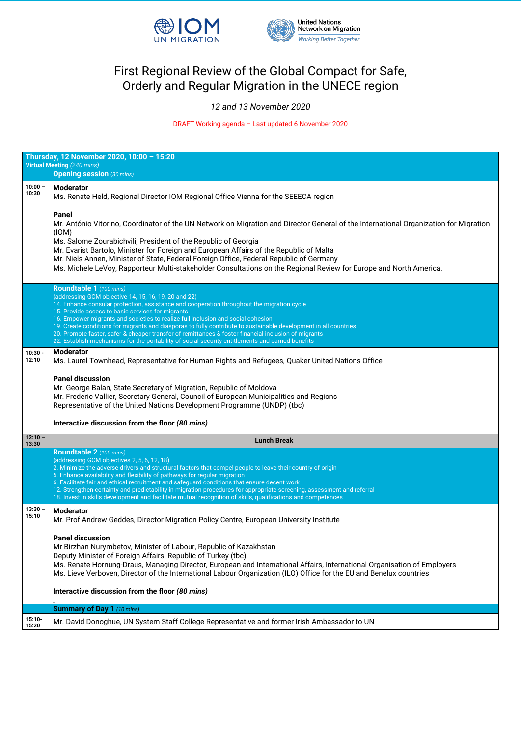IOM UN MIGRATION | United Nations Network on Migration — *Working Better Together*

# First Regional Review of the Global Compact for Safe, Orderly and Regular Migration in the UNECE region

*12 and 13 November 2020*

DRAFT Working agenda – Last updated 6 November 2020

| **Thursday, 12 November 2020, 10:00 – 15:20**<br>**Virtual Meeting** *(240 mins)* | |
|---|---|
| | **Opening session** *(30 mins)* |
| **10:00 – 10:30** | **Moderator**<br>Ms. Renate Held, Regional Director IOM Regional Office Vienna for the SEEECA region<br><br>**Panel**<br>Mr. António Vitorino, Coordinator of the UN Network on Migration and Director General of the International Organization for Migration (IOM)<br>Ms. Salome Zourabichvili, President of the Republic of Georgia<br>Mr. Evarist Bartolo, Minister for Foreign and European Affairs of the Republic of Malta<br>Mr. Niels Annen, Minister of State, Federal Foreign Office, Federal Republic of Germany<br>Ms. Michele LeVoy, Rapporteur Multi-stakeholder Consultations on the Regional Review for Europe and North America. |
| | **Roundtable 1** *(100 mins)*<br>(addressing GCM objective 14, 15, 16, 19, 20 and 22)<br>14. Enhance consular protection, assistance and cooperation throughout the migration cycle<br>15. Provide access to basic services for migrants<br>16. Empower migrants and societies to realize full inclusion and social cohesion<br>19. Create conditions for migrants and diasporas to fully contribute to sustainable development in all countries<br>20. Promote faster, safer & cheaper transfer of remittances & foster financial inclusion of migrants<br>22. Establish mechanisms for the portability of social security entitlements and earned benefits |
| **10:30 - 12:10** | **Moderator**<br>Ms. Laurel Townhead, Representative for Human Rights and Refugees, Quaker United Nations Office<br><br>**Panel discussion**<br>Mr. George Balan, State Secretary of Migration, Republic of Moldova<br>Mr. Frederic Vallier, Secretary General, Council of European Municipalities and Regions<br>Representative of the United Nations Development Programme (UNDP) (tbc)<br><br>**Interactive discussion from the floor *(80 mins)*** |
| **12:10 – 13:30** | **Lunch Break** |
| | **Roundtable 2** *(100 mins)*<br>(addressing GCM objectives 2, 5, 6, 12, 18)<br>2. Minimize the adverse drivers and structural factors that compel people to leave their country of origin<br>5. Enhance availability and flexibility of pathways for regular migration<br>6. Facilitate fair and ethical recruitment and safeguard conditions that ensure decent work<br>12. Strengthen certainty and predictability in migration procedures for appropriate screening, assessment and referral<br>18. Invest in skills development and facilitate mutual recognition of skills, qualifications and competences |
| **13:30 – 15:10** | **Moderator**<br>Mr. Prof Andrew Geddes, Director Migration Policy Centre, European University Institute<br><br>**Panel discussion**<br>Mr Birzhan Nurymbetov, Minister of Labour, Republic of Kazakhstan<br>Deputy Minister of Foreign Affairs, Republic of Turkey (tbc)<br>Ms. Renate Hornung-Draus, Managing Director, European and International Affairs, International Organisation of Employers<br>Ms. Lieve Verboven, Director of the International Labour Organization (ILO) Office for the EU and Benelux countries<br><br>**Interactive discussion from the floor *(80 mins)*** |
| | **Summary of Day 1** *(10 mins)* |
| **15:10- 15:20** | Mr. David Donoghue, UN System Staff College Representative and former Irish Ambassador to UN |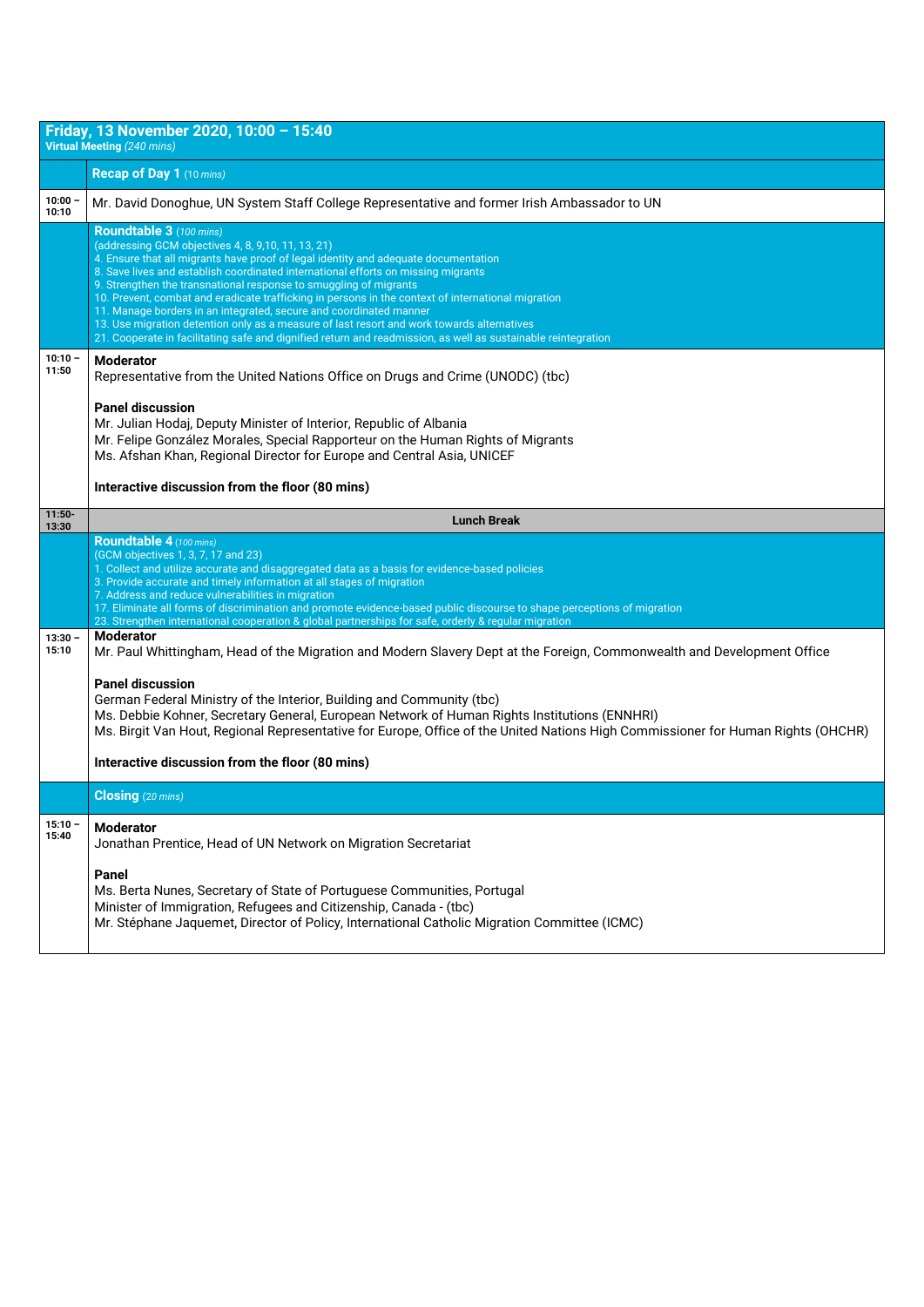| Friday, 13 November 2020, 10:00 – 15:40<br>Virtual Meeting *(240 mins)* | |
|---|---|
| | **Recap of Day 1** *(10 mins)* |
| 10:00 – 10:10 | Mr. David Donoghue, UN System Staff College Representative and former Irish Ambassador to UN |
| | **Roundtable 3** *(100 mins)*<br>(addressing GCM objectives 4, 8, 9,10, 11, 13, 21)<br>4. Ensure that all migrants have proof of legal identity and adequate documentation<br>8. Save lives and establish coordinated international efforts on missing migrants<br>9. Strengthen the transnational response to smuggling of migrants<br>10. Prevent, combat and eradicate trafficking in persons in the context of international migration<br>11. Manage borders in an integrated, secure and coordinated manner<br>13. Use migration detention only as a measure of last resort and work towards alternatives<br>21. Cooperate in facilitating safe and dignified return and readmission, as well as sustainable reintegration |
| 10:10 – 11:50 | **Moderator**<br>Representative from the United Nations Office on Drugs and Crime (UNODC) (tbc)<br><br>**Panel discussion**<br>Mr. Julian Hodaj, Deputy Minister of Interior, Republic of Albania<br>Mr. Felipe González Morales, Special Rapporteur on the Human Rights of Migrants<br>Ms. Afshan Khan, Regional Director for Europe and Central Asia, UNICEF<br><br>**Interactive discussion from the floor (80 mins)** |
| 11:50- 13:30 | **Lunch Break** |
| | **Roundtable 4** *(100 mins)*<br>(GCM objectives 1, 3, 7, 17 and 23)<br>1. Collect and utilize accurate and disaggregated data as a basis for evidence-based policies<br>3. Provide accurate and timely information at all stages of migration<br>7. Address and reduce vulnerabilities in migration<br>17. Eliminate all forms of discrimination and promote evidence-based public discourse to shape perceptions of migration<br>23. Strengthen international cooperation & global partnerships for safe, orderly & regular migration |
| 13:30 – 15:10 | **Moderator**<br>Mr. Paul Whittingham, Head of the Migration and Modern Slavery Dept at the Foreign, Commonwealth and Development Office<br><br>**Panel discussion**<br>German Federal Ministry of the Interior, Building and Community (tbc)<br>Ms. Debbie Kohner, Secretary General, European Network of Human Rights Institutions (ENNHRI)<br>Ms. Birgit Van Hout, Regional Representative for Europe, Office of the United Nations High Commissioner for Human Rights (OHCHR)<br><br>**Interactive discussion from the floor (80 mins)** |
| | **Closing** *(20 mins)* |
| 15:10 – 15:40 | **Moderator**<br>Jonathan Prentice, Head of UN Network on Migration Secretariat<br><br>**Panel**<br>Ms. Berta Nunes, Secretary of State of Portuguese Communities, Portugal<br>Minister of Immigration, Refugees and Citizenship, Canada - (tbc)<br>Mr. Stéphane Jaquemet, Director of Policy, International Catholic Migration Committee (ICMC) |